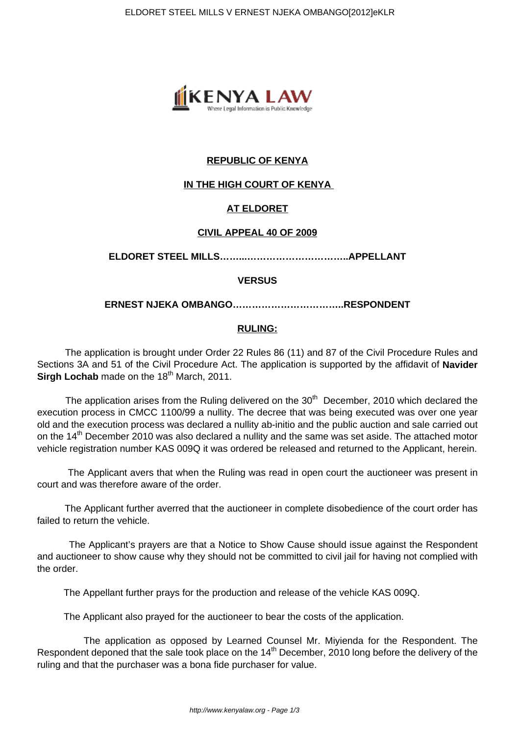**REPUBLIC OF KENYA**

**IN THE HIGH COURT OF KENYA**

**AT ELDORET**

**CIVIL APPEAL 40 OF 2009**

**ELDORET STEEL MILLS……..……………………………..APPELLANT**

**VERSUS**

**ERNEST NJEKA OMBANGO……………………………..RESPONDENT**

**RULING:**

The application is brought under Order 22 Rules 86 (11) and 87 of the Civil Procedure Rules and Sections 3A and 51 of the Civil Procedure Act. The application is supported by the affidavit of **Navider Sirgh Lochab** made on the 18th March, 2011.

The application arises from the Ruling delivered on the 30th December, 2010 which declared the execution process in CMCC 1100/99 a nullity. The decree that was being executed was over one year old and the execution process was declared a nullity ab-initio and the public auction and sale carried out on the 14th December 2010 was also declared a nullity and the same was set aside. The attached motor vehicle registration number KAS 009Q it was ordered be released and returned to the Applicant, herein.

The Applicant avers that when the Ruling was read in open court the auctioneer was present in court and was therefore aware of the order.

The Applicant further averred that the auctioneer in complete disobedience of the court order has failed to return the vehicle.

The Applicant's prayers are that a Notice to Show Cause should issue against the Respondent and auctioneer to show cause why they should not be committed to civil jail for having not complied with the order.

The Appellant further prays for the production and release of the vehicle KAS 009Q.

The Applicant also prayed for the auctioneer to bear the costs of the application.

The application as opposed by Learned Counsel Mr. Miyienda for the Respondent. The Respondent deponed that the sale took place on the 14th December, 2010 long before the delivery of the ruling and that the purchaser was a bona fide purchaser for value.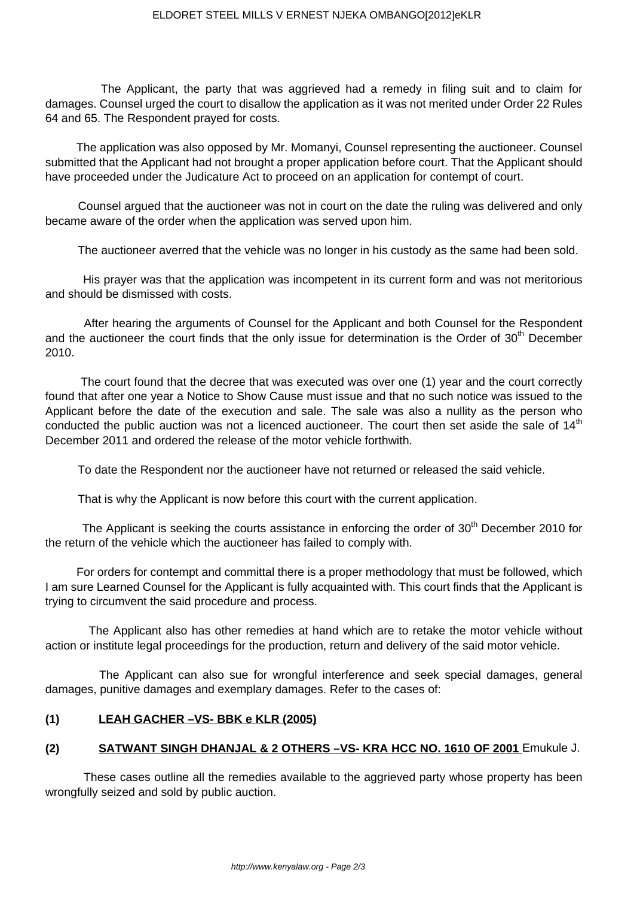The Applicant, the party that was aggrieved had a remedy in filing suit and to claim for damages. Counsel urged the court to disallow the application as it was not merited under Order 22 Rules 64 and 65. The Respondent prayed for costs.

The application was also opposed by Mr. Momanyi, Counsel representing the auctioneer. Counsel submitted that the Applicant had not brought a proper application before court. That the Applicant should have proceeded under the Judicature Act to proceed on an application for contempt of court.

Counsel argued that the auctioneer was not in court on the date the ruling was delivered and only became aware of the order when the application was served upon him.

The auctioneer averred that the vehicle was no longer in his custody as the same had been sold.

His prayer was that the application was incompetent in its current form and was not meritorious and should be dismissed with costs.

After hearing the arguments of Counsel for the Applicant and both Counsel for the Respondent and the auctioneer the court finds that the only issue for determination is the Order of 30th December 2010.

The court found that the decree that was executed was over one (1) year and the court correctly found that after one year a Notice to Show Cause must issue and that no such notice was issued to the Applicant before the date of the execution and sale. The sale was also a nullity as the person who conducted the public auction was not a licenced auctioneer. The court then set aside the sale of 14th December 2011 and ordered the release of the motor vehicle forthwith.

To date the Respondent nor the auctioneer have not returned or released the said vehicle.

That is why the Applicant is now before this court with the current application.

The Applicant is seeking the courts assistance in enforcing the order of 30th December 2010 for the return of the vehicle which the auctioneer has failed to comply with.

For orders for contempt and committal there is a proper methodology that must be followed, which I am sure Learned Counsel for the Applicant is fully acquainted with. This court finds that the Applicant is trying to circumvent the said procedure and process.

The Applicant also has other remedies at hand which are to retake the motor vehicle without action or institute legal proceedings for the production, return and delivery of the said motor vehicle.

The Applicant can also sue for wrongful interference and seek special damages, general damages, punitive damages and exemplary damages. Refer to the cases of:

**(1) LEAH GACHER –VS- BBK e KLR (2005)**

**(2) SATWANT SINGH DHANJAL & 2 OTHERS –VS- KRA HCC NO. 1610 OF 2001** Emukule J.

These cases outline all the remedies available to the aggrieved party whose property has been wrongfully seized and sold by public auction.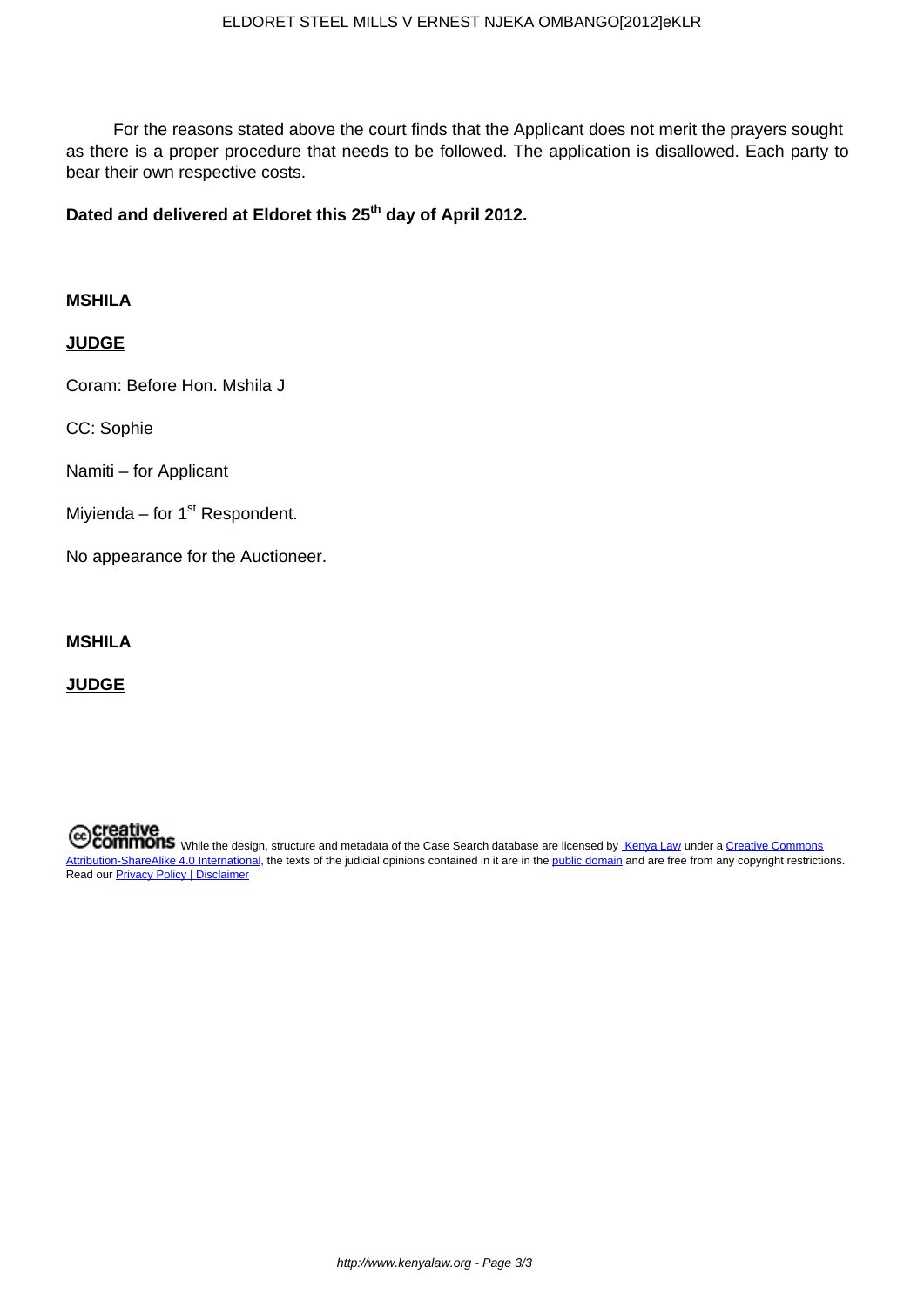For the reasons stated above the court finds that the Applicant does not merit the prayers sought as there is a proper procedure that needs to be followed. The application is disallowed. Each party to bear their own respective costs.

**Dated and delivered at Eldoret this 25th day of April 2012.**

**MSHILA**

**JUDGE**

Coram: Before Hon. Mshila J

CC: Sophie

Namiti – for Applicant

Miyienda – for 1st Respondent.

No appearance for the Auctioneer.

**MSHILA**

**JUDGE**

While the design, structure and metadata of the Case Search database are licensed by Kenya Law under a Creative Commons Attribution-ShareAlike 4.0 International, the texts of the judicial opinions contained in it are in the public domain and are free from any copyright restrictions. Read our Privacy Policy | Disclaimer